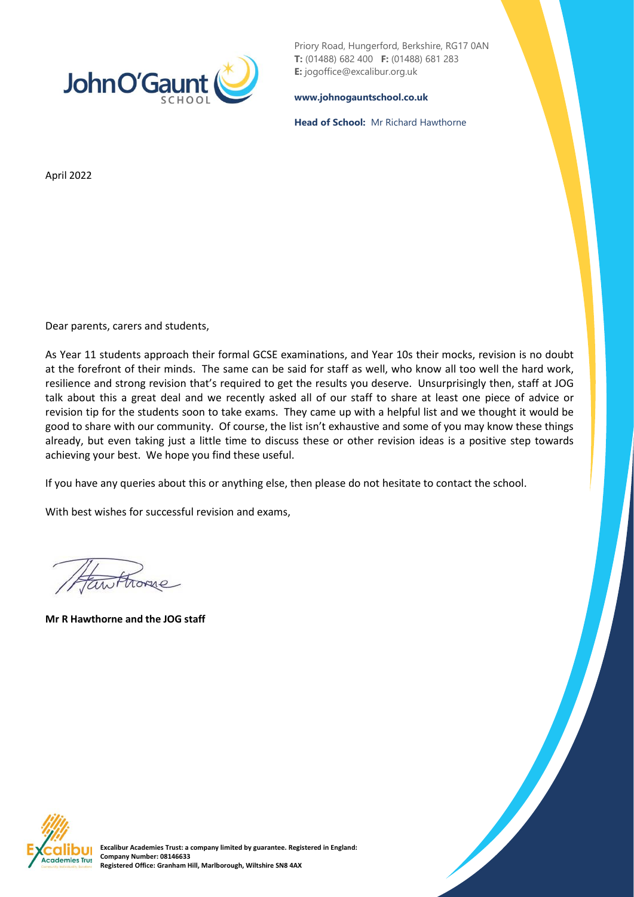Priory Road, Hungerford, Berkshire, RG17 0AN
**T:** (01488) 682 400 **F:** (01488) 681 283
**E:** jogoffice@excalibur.org.uk

**www.johnogauntschool.co.uk**

**Head of School:** Mr Richard Hawthorne

April 2022

Dear parents, carers and students,

As Year 11 students approach their formal GCSE examinations, and Year 10s their mocks, revision is no doubt at the forefront of their minds. The same can be said for staff as well, who know all too well the hard work, resilience and strong revision that's required to get the results you deserve. Unsurprisingly then, staff at JOG talk about this a great deal and we recently asked all of our staff to share at least one piece of advice or revision tip for the students soon to take exams. They came up with a helpful list and we thought it would be good to share with our community. Of course, the list isn't exhaustive and some of you may know these things already, but even taking just a little time to discuss these or other revision ideas is a positive step towards achieving your best. We hope you find these useful.

If you have any queries about this or anything else, then please do not hesitate to contact the school.

With best wishes for successful revision and exams,

**Mr R Hawthorne and the JOG staff**

**Excalibur Academies Trust: a company limited by guarantee. Registered in England:**
**Company Number: 08146633**
**Registered Office: Granham Hill, Marlborough, Wiltshire SN8 4AX**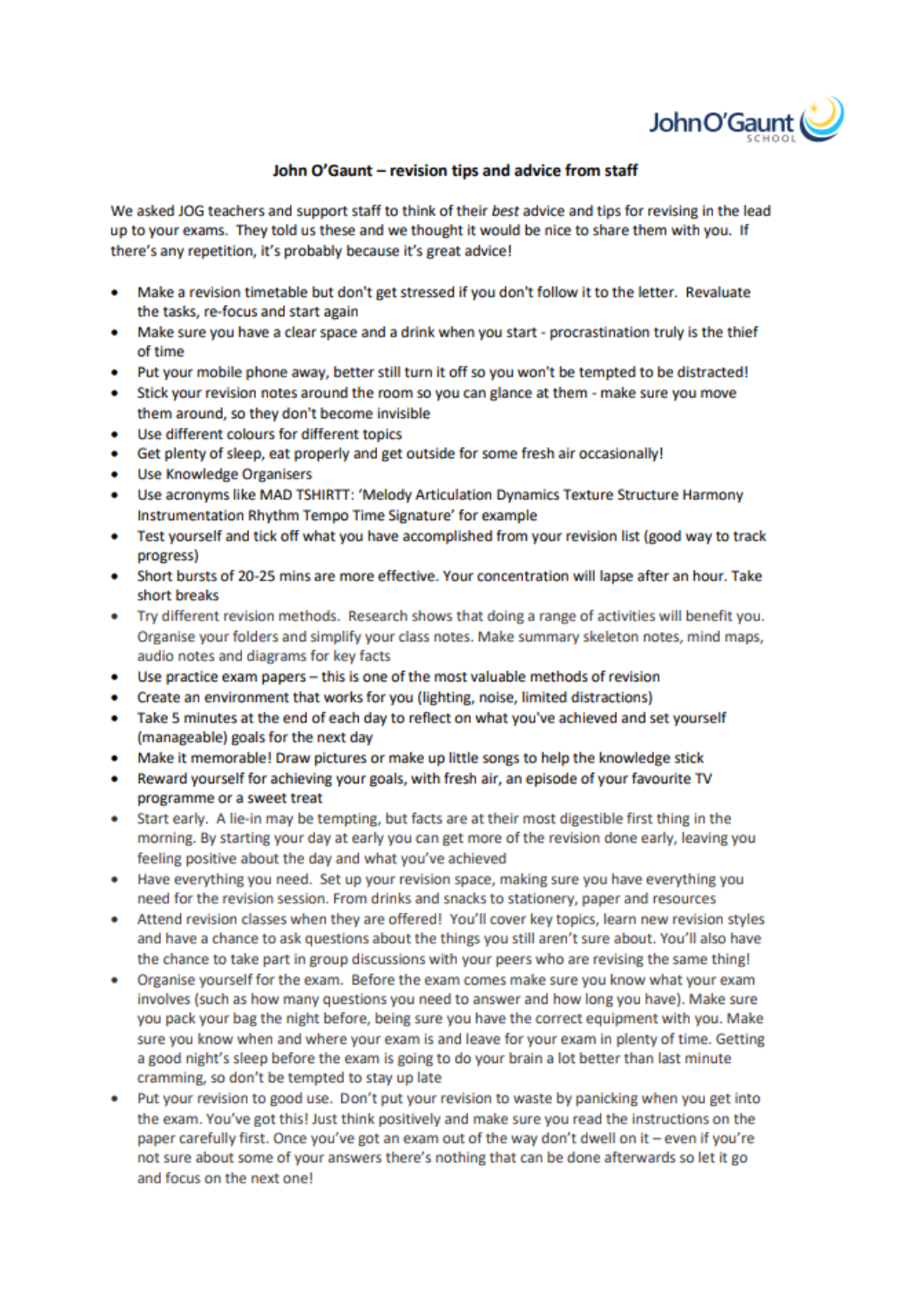**John O'Gaunt – revision tips and advice from staff**

We asked JOG teachers and support staff to think of their *best* advice and tips for revising in the lead up to your exams. They told us these and we thought it would be nice to share them with you. If there's any repetition, it's probably because it's great advice!

- Make a revision timetable but don't get stressed if you don't follow it to the letter. Revaluate the tasks, re-focus and start again
- Make sure you have a clear space and a drink when you start - procrastination truly is the thief of time
- Put your mobile phone away, better still turn it off so you won't be tempted to be distracted!
- Stick your revision notes around the room so you can glance at them - make sure you move them around, so they don't become invisible
- Use different colours for different topics
- Get plenty of sleep, eat properly and get outside for some fresh air occasionally!
- Use Knowledge Organisers
- Use acronyms like MAD TSHIRTT: 'Melody Articulation Dynamics Texture Structure Harmony Instrumentation Rhythm Tempo Time Signature' for example
- Test yourself and tick off what you have accomplished from your revision list (good way to track progress)
- Short bursts of 20-25 mins are more effective. Your concentration will lapse after an hour. Take short breaks
- Try different revision methods. Research shows that doing a range of activities will benefit you. Organise your folders and simplify your class notes. Make summary skeleton notes, mind maps, audio notes and diagrams for key facts
- Use practice exam papers – this is one of the most valuable methods of revision
- Create an environment that works for you (lighting, noise, limited distractions)
- Take 5 minutes at the end of each day to reflect on what you've achieved and set yourself (manageable) goals for the next day
- Make it memorable! Draw pictures or make up little songs to help the knowledge stick
- Reward yourself for achieving your goals, with fresh air, an episode of your favourite TV programme or a sweet treat
- Start early. A lie-in may be tempting, but facts are at their most digestible first thing in the morning. By starting your day at early you can get more of the revision done early, leaving you feeling positive about the day and what you've achieved
- Have everything you need. Set up your revision space, making sure you have everything you need for the revision session. From drinks and snacks to stationery, paper and resources
- Attend revision classes when they are offered! You'll cover key topics, learn new revision styles and have a chance to ask questions about the things you still aren't sure about. You'll also have the chance to take part in group discussions with your peers who are revising the same thing!
- Organise yourself for the exam. Before the exam comes make sure you know what your exam involves (such as how many questions you need to answer and how long you have). Make sure you pack your bag the night before, being sure you have the correct equipment with you. Make sure you know when and where your exam is and leave for your exam in plenty of time. Getting a good night's sleep before the exam is going to do your brain a lot better than last minute cramming, so don't be tempted to stay up late
- Put your revision to good use. Don't put your revision to waste by panicking when you get into the exam. You've got this! Just think positively and make sure you read the instructions on the paper carefully first. Once you've got an exam out of the way don't dwell on it – even if you're not sure about some of your answers there's nothing that can be done afterwards so let it go and focus on the next one!